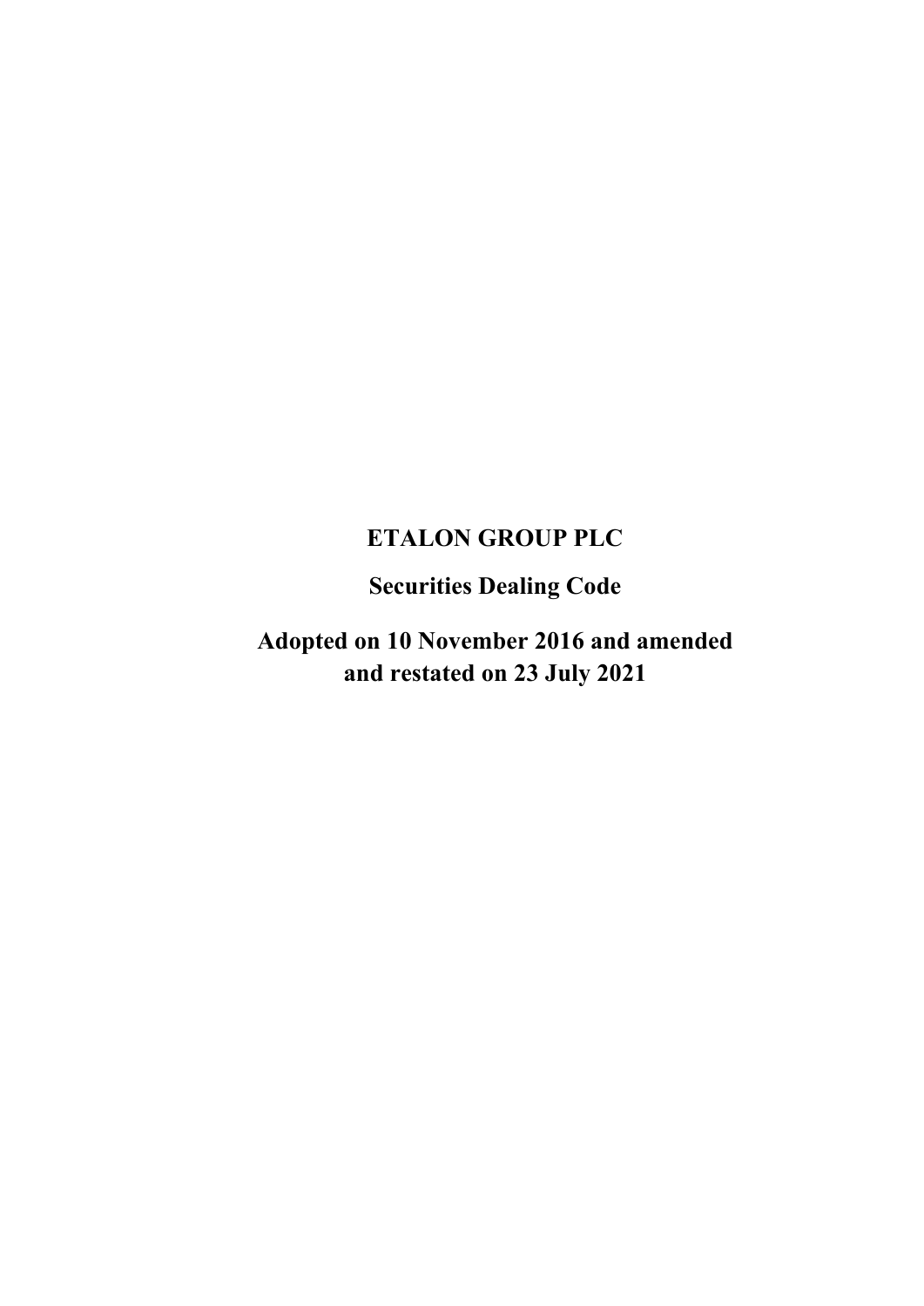# ETALON GROUP PLC

## Securities Dealing Code

## Adopted on 10 November 2016 and amended and restated on 23 July 2021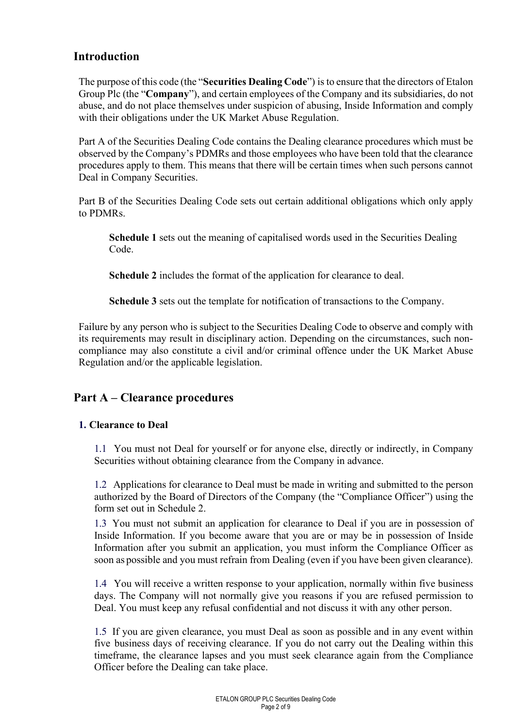## Introduction

The purpose of this code (the "**Securities Dealing Code**") is to ensure that the directors of Etalon Group Plc (the "**Company**"), and certain employees of the Company and its subsidiaries, do not abuse, and do not place themselves under suspicion of abusing, Inside Information and comply with their obligations under the UK Market Abuse Regulation.

Part A of the Securities Dealing Code contains the Dealing clearance procedures which must be observed by the Company's PDMRs and those employees who have been told that the clearance procedures apply to them. This means that there will be certain times when such persons cannot Deal in Company Securities.

Part B of the Securities Dealing Code sets out certain additional obligations which only apply to PDMRs.

> **Schedule 1** sets out the meaning of capitalised words used in the Securities Dealing Code.
>
> **Schedule 2** includes the format of the application for clearance to deal.
>
> **Schedule 3** sets out the template for notification of transactions to the Company.

Failure by any person who is subject to the Securities Dealing Code to observe and comply with its requirements may result in disciplinary action. Depending on the circumstances, such non-compliance may also constitute a civil and/or criminal offence under the UK Market Abuse Regulation and/or the applicable legislation.

## Part A – Clearance procedures

### 1. Clearance to Deal

1.1 You must not Deal for yourself or for anyone else, directly or indirectly, in Company Securities without obtaining clearance from the Company in advance.

1.2 Applications for clearance to Deal must be made in writing and submitted to the person authorized by the Board of Directors of the Company (the "Compliance Officer") using the form set out in Schedule 2.

1.3 You must not submit an application for clearance to Deal if you are in possession of Inside Information. If you become aware that you are or may be in possession of Inside Information after you submit an application, you must inform the Compliance Officer as soon as possible and you must refrain from Dealing (even if you have been given clearance).

1.4 You will receive a written response to your application, normally within five business days. The Company will not normally give you reasons if you are refused permission to Deal. You must keep any refusal confidential and not discuss it with any other person.

1.5 If you are given clearance, you must Deal as soon as possible and in any event within five business days of receiving clearance. If you do not carry out the Dealing within this timeframe, the clearance lapses and you must seek clearance again from the Compliance Officer before the Dealing can take place.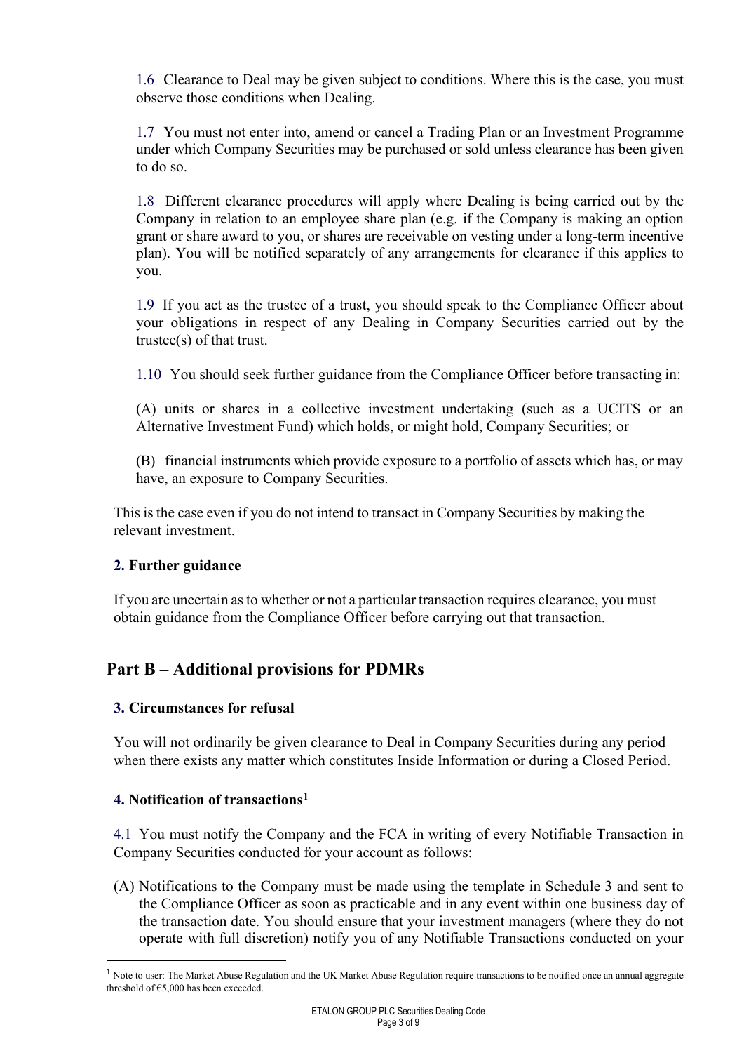1.6 Clearance to Deal may be given subject to conditions. Where this is the case, you must observe those conditions when Dealing.

1.7 You must not enter into, amend or cancel a Trading Plan or an Investment Programme under which Company Securities may be purchased or sold unless clearance has been given to do so.

1.8 Different clearance procedures will apply where Dealing is being carried out by the Company in relation to an employee share plan (e.g. if the Company is making an option grant or share award to you, or shares are receivable on vesting under a long-term incentive plan). You will be notified separately of any arrangements for clearance if this applies to you.

1.9 If you act as the trustee of a trust, you should speak to the Compliance Officer about your obligations in respect of any Dealing in Company Securities carried out by the trustee(s) of that trust.

1.10 You should seek further guidance from the Compliance Officer before transacting in:

(A) units or shares in a collective investment undertaking (such as a UCITS or an Alternative Investment Fund) which holds, or might hold, Company Securities; or

(B) financial instruments which provide exposure to a portfolio of assets which has, or may have, an exposure to Company Securities.

This is the case even if you do not intend to transact in Company Securities by making the relevant investment.

### 2. Further guidance

If you are uncertain as to whether or not a particular transaction requires clearance, you must obtain guidance from the Compliance Officer before carrying out that transaction.

## Part B – Additional provisions for PDMRs

### 3. Circumstances for refusal

You will not ordinarily be given clearance to Deal in Company Securities during any period when there exists any matter which constitutes Inside Information or during a Closed Period.

### 4. Notification of transactions[1]

4.1 You must notify the Company and the FCA in writing of every Notifiable Transaction in Company Securities conducted for your account as follows:

(A) Notifications to the Company must be made using the template in Schedule 3 and sent to the Compliance Officer as soon as practicable and in any event within one business day of the transaction date. You should ensure that your investment managers (where they do not operate with full discretion) notify you of any Notifiable Transactions conducted on your

[1] Note to user: The Market Abuse Regulation and the UK Market Abuse Regulation require transactions to be notified once an annual aggregate threshold of €5,000 has been exceeded.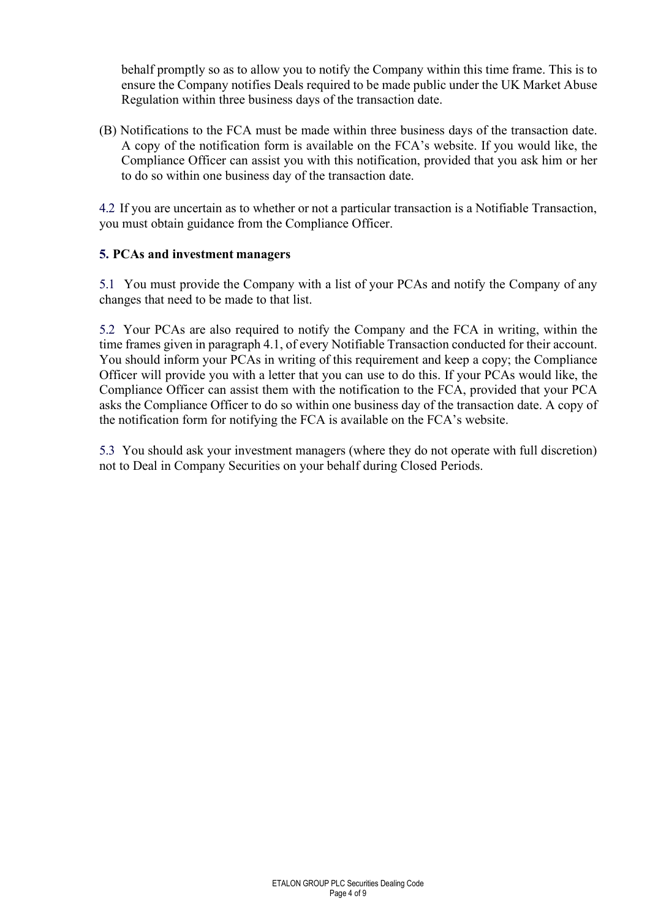behalf promptly so as to allow you to notify the Company within this time frame. This is to ensure the Company notifies Deals required to be made public under the UK Market Abuse Regulation within three business days of the transaction date.

(B) Notifications to the FCA must be made within three business days of the transaction date. A copy of the notification form is available on the FCA's website. If you would like, the Compliance Officer can assist you with this notification, provided that you ask him or her to do so within one business day of the transaction date.

4.2 If you are uncertain as to whether or not a particular transaction is a Notifiable Transaction, you must obtain guidance from the Compliance Officer.

**5. PCAs and investment managers**

5.1 You must provide the Company with a list of your PCAs and notify the Company of any changes that need to be made to that list.

5.2 Your PCAs are also required to notify the Company and the FCA in writing, within the time frames given in paragraph 4.1, of every Notifiable Transaction conducted for their account. You should inform your PCAs in writing of this requirement and keep a copy; the Compliance Officer will provide you with a letter that you can use to do this. If your PCAs would like, the Compliance Officer can assist them with the notification to the FCA, provided that your PCA asks the Compliance Officer to do so within one business day of the transaction date. A copy of the notification form for notifying the FCA is available on the FCA's website.

5.3 You should ask your investment managers (where they do not operate with full discretion) not to Deal in Company Securities on your behalf during Closed Periods.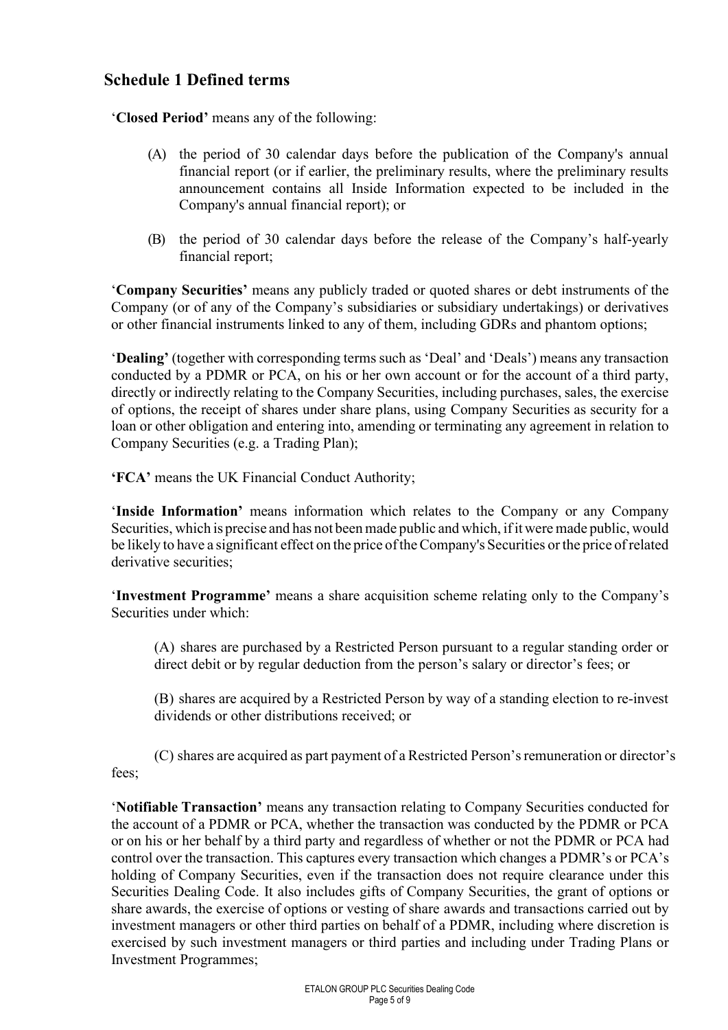## Schedule 1 Defined terms

'**Closed Period**' means any of the following:

(A) the period of 30 calendar days before the publication of the Company's annual financial report (or if earlier, the preliminary results, where the preliminary results announcement contains all Inside Information expected to be included in the Company's annual financial report); or

(B) the period of 30 calendar days before the release of the Company's half-yearly financial report;

'**Company Securities**' means any publicly traded or quoted shares or debt instruments of the Company (or of any of the Company's subsidiaries or subsidiary undertakings) or derivatives or other financial instruments linked to any of them, including GDRs and phantom options;

'**Dealing**' (together with corresponding terms such as 'Deal' and 'Deals') means any transaction conducted by a PDMR or PCA, on his or her own account or for the account of a third party, directly or indirectly relating to the Company Securities, including purchases, sales, the exercise of options, the receipt of shares under share plans, using Company Securities as security for a loan or other obligation and entering into, amending or terminating any agreement in relation to Company Securities (e.g. a Trading Plan);

**'FCA'** means the UK Financial Conduct Authority;

'**Inside Information**' means information which relates to the Company or any Company Securities, which is precise and has not been made public and which, if it were made public, would be likely to have a significant effect on the price of the Company's Securities or the price of related derivative securities;

'**Investment Programme**' means a share acquisition scheme relating only to the Company's Securities under which:

(A) shares are purchased by a Restricted Person pursuant to a regular standing order or direct debit or by regular deduction from the person's salary or director's fees; or

(B) shares are acquired by a Restricted Person by way of a standing election to re-invest dividends or other distributions received; or

(C) shares are acquired as part payment of a Restricted Person's remuneration or director's fees;

'**Notifiable Transaction**' means any transaction relating to Company Securities conducted for the account of a PDMR or PCA, whether the transaction was conducted by the PDMR or PCA or on his or her behalf by a third party and regardless of whether or not the PDMR or PCA had control over the transaction. This captures every transaction which changes a PDMR's or PCA's holding of Company Securities, even if the transaction does not require clearance under this Securities Dealing Code. It also includes gifts of Company Securities, the grant of options or share awards, the exercise of options or vesting of share awards and transactions carried out by investment managers or other third parties on behalf of a PDMR, including where discretion is exercised by such investment managers or third parties and including under Trading Plans or Investment Programmes;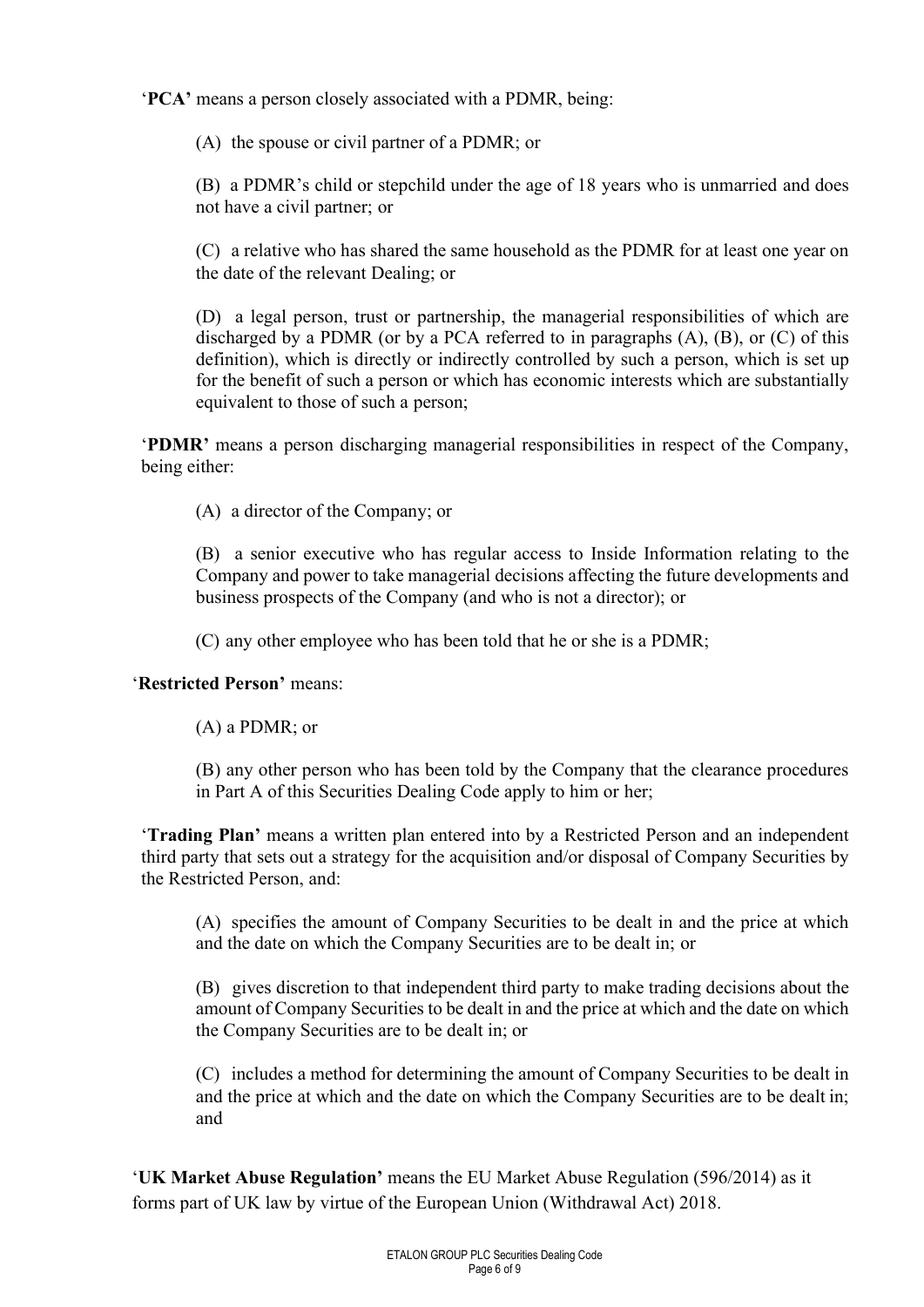'**PCA'** means a person closely associated with a PDMR, being:

(A) the spouse or civil partner of a PDMR; or

(B) a PDMR's child or stepchild under the age of 18 years who is unmarried and does not have a civil partner; or

(C) a relative who has shared the same household as the PDMR for at least one year on the date of the relevant Dealing; or

(D) a legal person, trust or partnership, the managerial responsibilities of which are discharged by a PDMR (or by a PCA referred to in paragraphs (A), (B), or (C) of this definition), which is directly or indirectly controlled by such a person, which is set up for the benefit of such a person or which has economic interests which are substantially equivalent to those of such a person;

'**PDMR'** means a person discharging managerial responsibilities in respect of the Company, being either:

(A) a director of the Company; or

(B) a senior executive who has regular access to Inside Information relating to the Company and power to take managerial decisions affecting the future developments and business prospects of the Company (and who is not a director); or

(C) any other employee who has been told that he or she is a PDMR;

'**Restricted Person'** means:

(A) a PDMR; or

(B) any other person who has been told by the Company that the clearance procedures in Part A of this Securities Dealing Code apply to him or her;

'**Trading Plan'** means a written plan entered into by a Restricted Person and an independent third party that sets out a strategy for the acquisition and/or disposal of Company Securities by the Restricted Person, and:

(A) specifies the amount of Company Securities to be dealt in and the price at which and the date on which the Company Securities are to be dealt in; or

(B) gives discretion to that independent third party to make trading decisions about the amount of Company Securities to be dealt in and the price at which and the date on which the Company Securities are to be dealt in; or

(C) includes a method for determining the amount of Company Securities to be dealt in and the price at which and the date on which the Company Securities are to be dealt in; and

'**UK Market Abuse Regulation'** means the EU Market Abuse Regulation (596/2014) as it forms part of UK law by virtue of the European Union (Withdrawal Act) 2018.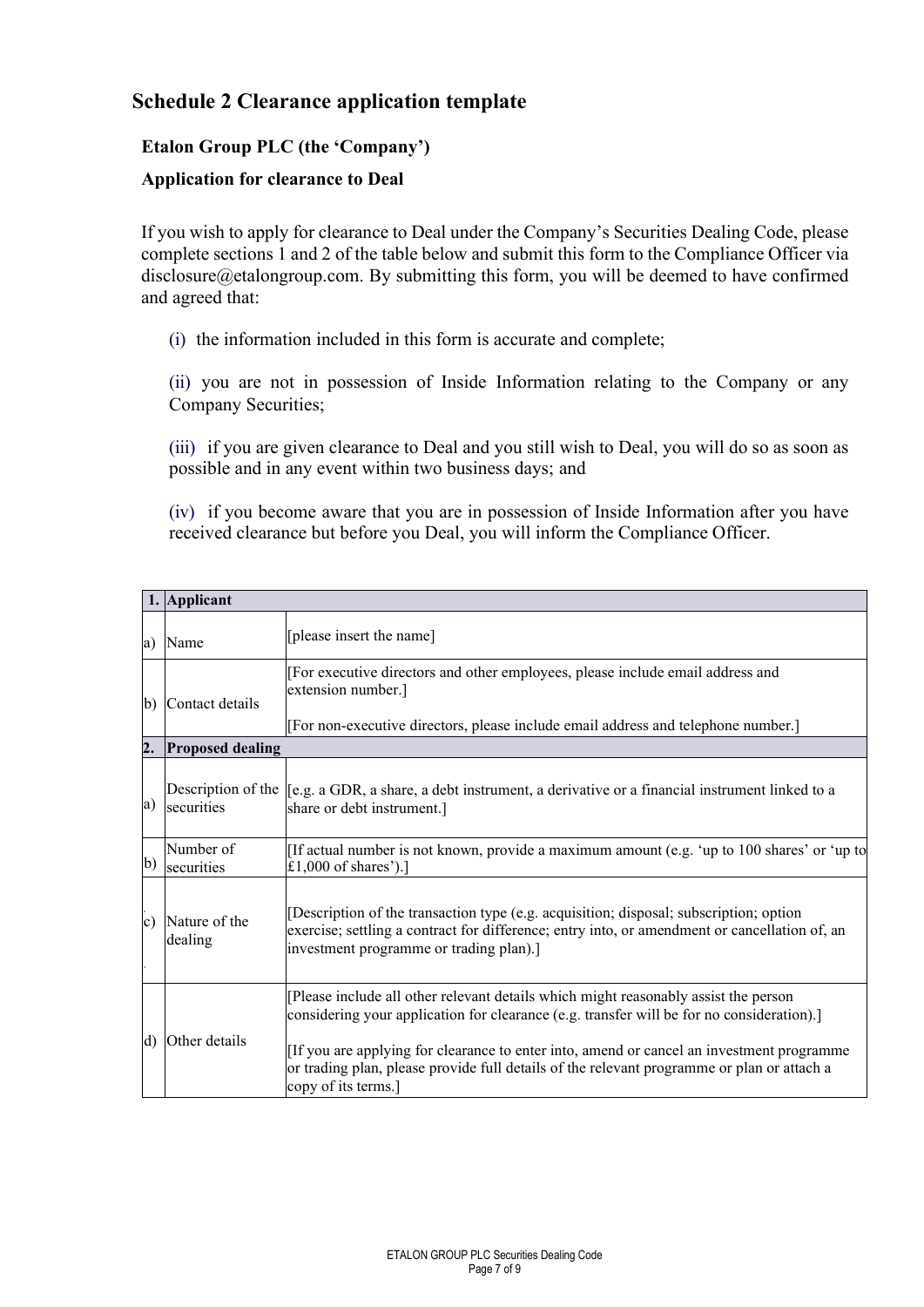## Schedule 2 Clearance application template

**Etalon Group PLC (the 'Company')**

**Application for clearance to Deal**

If you wish to apply for clearance to Deal under the Company's Securities Dealing Code, please complete sections 1 and 2 of the table below and submit this form to the Compliance Officer via disclosure@etalongroup.com. By submitting this form, you will be deemed to have confirmed and agreed that:

(i) the information included in this form is accurate and complete;

(ii) you are not in possession of Inside Information relating to the Company or any Company Securities;

(iii) if you are given clearance to Deal and you still wish to Deal, you will do so as soon as possible and in any event within two business days; and

(iv) if you become aware that you are in possession of Inside Information after you have received clearance but before you Deal, you will inform the Compliance Officer.

| **1.** | **Applicant** | |
|---|---|---|
| a) | Name | [please insert the name] |
| b) | Contact details | [For executive directors and other employees, please include email address and extension number.]<br><br>[For non-executive directors, please include email address and telephone number.] |
| **2.** | **Proposed dealing** | |
| a) | Description of the securities | [e.g. a GDR, a share, a debt instrument, a derivative or a financial instrument linked to a share or debt instrument.] |
| b) | Number of securities | [If actual number is not known, provide a maximum amount (e.g. 'up to 100 shares' or 'up to £1,000 of shares').] |
| c) | Nature of the dealing | [Description of the transaction type (e.g. acquisition; disposal; subscription; option exercise; settling a contract for difference; entry into, or amendment or cancellation of, an investment programme or trading plan).] |
| d) | Other details | [Please include all other relevant details which might reasonably assist the person considering your application for clearance (e.g. transfer will be for no consideration).]<br><br>[If you are applying for clearance to enter into, amend or cancel an investment programme or trading plan, please provide full details of the relevant programme or plan or attach a copy of its terms.] |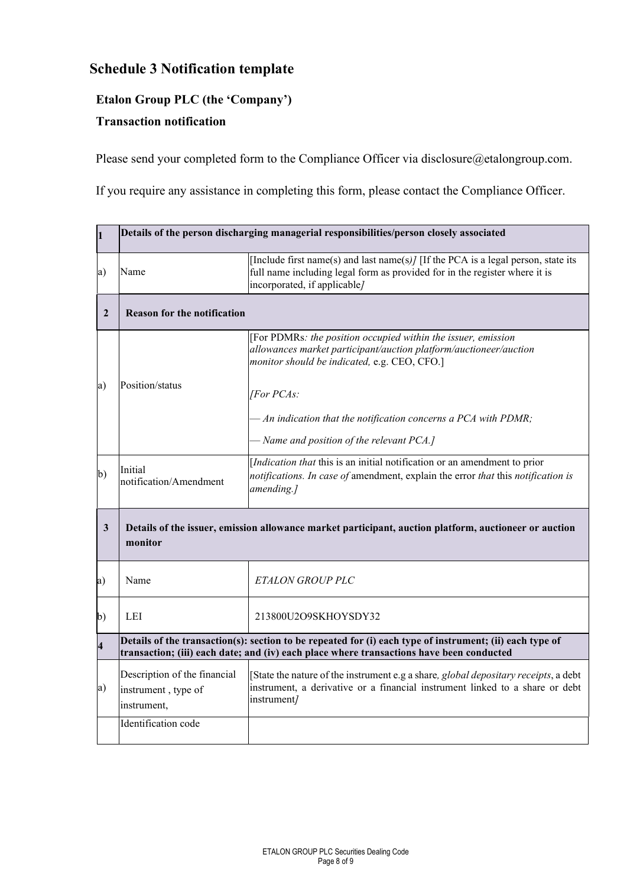## Schedule 3 Notification template

### Etalon Group PLC (the 'Company')

### Transaction notification

Please send your completed form to the Compliance Officer via disclosure@etalongroup.com.

If you require any assistance in completing this form, please contact the Compliance Officer.

| **1** | **Details of the person discharging managerial responsibilities/person closely associated** | |
|---|---|---|
| a) | Name | [Include first name(s) and last name(s)*]* [If the PCA is a legal person, state its full name including legal form as provided for in the register where it is incorporated, if applicable*]* |
| **2** | **Reason for the notification** | |
| a) | Position/status | [For PDMRs*: the position occupied within the issuer, emission allowances market participant/auction platform/auctioneer/auction monitor should be indicated,* e.g. CEO, CFO.]<br><br>*[For PCAs:*<br><br>*— An indication that the notification concerns a PCA with PDMR;*<br><br>*— Name and position of the relevant PCA.]* |
| b) | Initial notification/Amendment | [*Indication that* this is an initial notification or an amendment to prior *notifications. In case of* amendment, explain the error *that* this *notification is amending.]* |
| **3** | **Details of the issuer, emission allowance market participant, auction platform, auctioneer or auction monitor** | |
| a) | Name | *ETALON GROUP PLC* |
| b) | LEI | 213800U2O9SKHOYSDY32 |
| **4** | **Details of the transaction(s): section to be repeated for (i) each type of instrument; (ii) each type of transaction; (iii) each date; and (iv) each place where transactions have been conducted** | |
| a) | Description of the financial instrument , type of instrument, | [State the nature of the instrument e.g a share*, global depositary receipts*, a debt instrument, a derivative or a financial instrument linked to a share or debt instrument*]* |
| | Identification code | |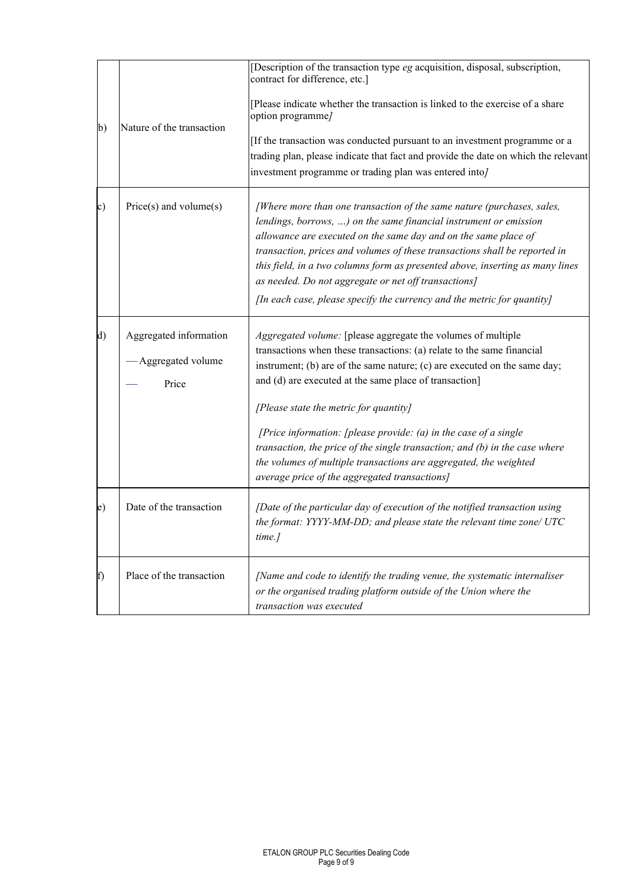| | | |
|---|---|---|
| b) | Nature of the transaction | [Description of the transaction type *eg* acquisition, disposal, subscription, contract for difference, etc.]<br><br>[Please indicate whether the transaction is linked to the exercise of a share option programme*]*<br><br>[If the transaction was conducted pursuant to an investment programme or a trading plan, please indicate that fact and provide the date on which the relevant investment programme or trading plan was entered into*]* |
| c) | Price(s) and volume(s) | *[Where more than one transaction of the same nature (purchases, sales, lendings, borrows, ...) on the same financial instrument or emission allowance are executed on the same day and on the same place of transaction, prices and volumes of these transactions shall be reported in this field, in a two columns form as presented above, inserting as many lines as needed. Do not aggregate or net off transactions]*<br><br>*[In each case, please specify the currency and the metric for quantity]* |
| d) | Aggregated information<br>— Aggregated volume<br>— Price | *Aggregated volume:* [please aggregate the volumes of multiple transactions when these transactions: (a) relate to the same financial instrument; (b) are of the same nature; (c) are executed on the same day; and (d) are executed at the same place of transaction]<br><br>*[Please state the metric for quantity]*<br><br>*[Price information: [please provide: (a) in the case of a single transaction, the price of the single transaction; and (b) in the case where the volumes of multiple transactions are aggregated, the weighted average price of the aggregated transactions]* |
| e) | Date of the transaction | *[Date of the particular day of execution of the notified transaction using the format: YYYY-MM-DD; and please state the relevant time zone/ UTC time.]* |
| f) | Place of the transaction | *[Name and code to identify the trading venue, the systematic internaliser or the organised trading platform outside of the Union where the transaction was executed* |